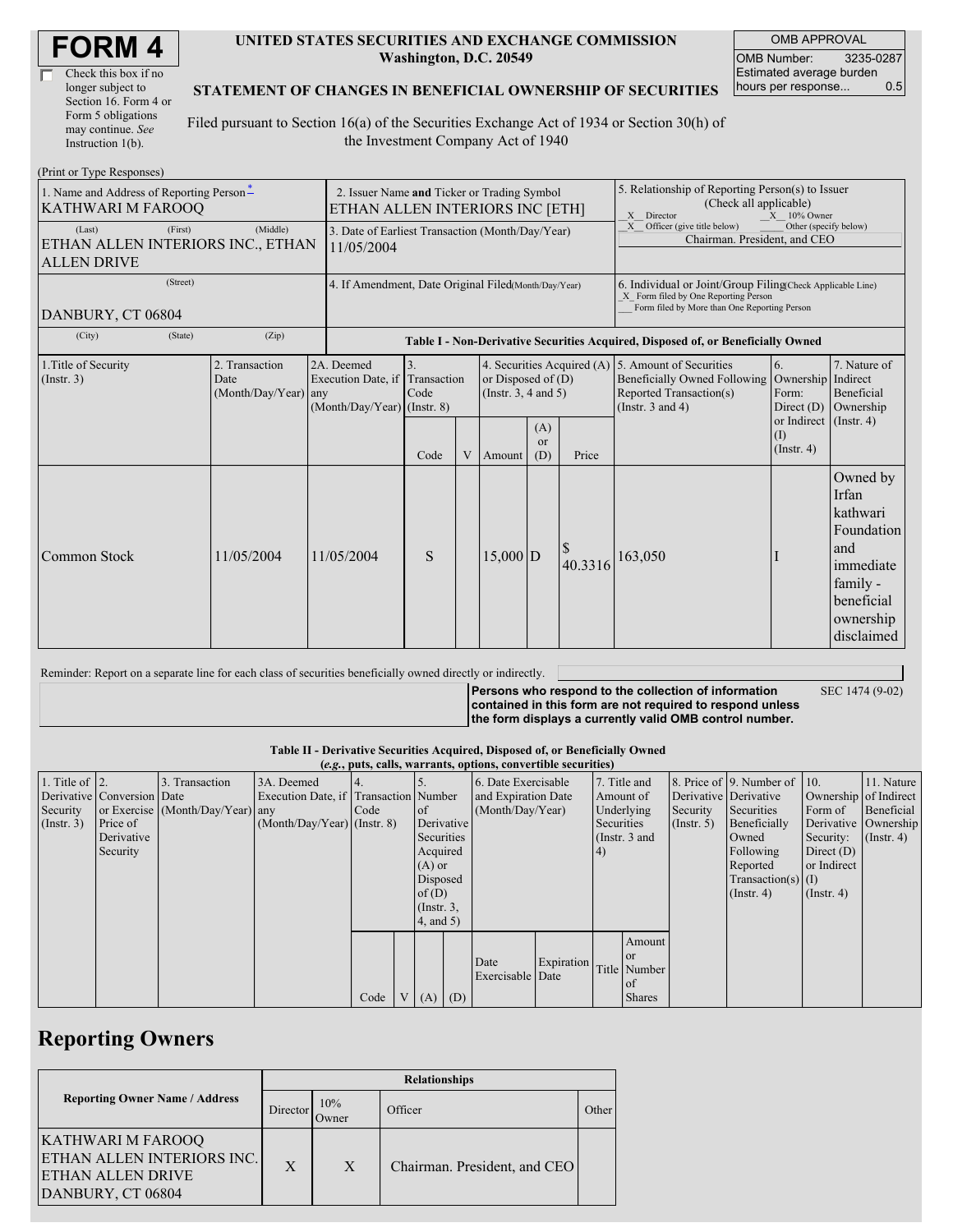# FORM 4

☐ Check this box if no longer subject to Section 16. Form 4 or Form 5 obligations may continue. *See* Instruction 1(b).

**UNITED STATES SECURITIES AND EXCHANGE COMMISSION**
**Washington, D.C. 20549**

**STATEMENT OF CHANGES IN BENEFICIAL OWNERSHIP OF SECURITIES**

Filed pursuant to Section 16(a) of the Securities Exchange Act of 1934 or Section 30(h) of the Investment Company Act of 1940

| OMB APPROVAL | |
|---|---|
| OMB Number: | 3235-0287 |
| Estimated average burden hours per response... | 0.5 |

(Print or Type Responses)

| 1. Name and Address of Reporting Person* | 2. Issuer Name and Ticker or Trading Symbol | 5. Relationship of Reporting Person(s) to Issuer (Check all applicable) |
|---|---|---|
| KATHWARI M FAROOQ | ETHAN ALLEN INTERIORS INC [ETH] | _X_ Director _X_ 10% Owner _X_ Officer (give title below) ___ Other (specify below) |
| (Last) (First) (Middle) ETHAN ALLEN INTERIORS INC., ETHAN ALLEN DRIVE | 3. Date of Earliest Transaction (Month/Day/Year) 11/05/2004 | Chairman. President, and CEO |
| (Street) DANBURY, CT 06804 | 4. If Amendment, Date Original Filed (Month/Day/Year) | 6. Individual or Joint/Group Filing (Check Applicable Line) _X_ Form filed by One Reporting Person ___ Form filed by More than One Reporting Person |
| (City) (State) (Zip) | | |

**Table I - Non-Derivative Securities Acquired, Disposed of, or Beneficially Owned**

| 1.Title of Security (Instr. 3) | 2. Transaction Date (Month/Day/Year) | 2A. Deemed Execution Date, if any (Month/Day/Year) | 3. Transaction Code (Instr. 8) | | 4. Securities Acquired (A) or Disposed of (D) (Instr. 3, 4 and 5) | | | 5. Amount of Securities Beneficially Owned Following Reported Transaction(s) (Instr. 3 and 4) | 6. Ownership Form: Direct (D) or Indirect (I) (Instr. 4) | 7. Nature of Indirect Beneficial Ownership (Instr. 4) |
|---|---|---|---|---|---|---|---|---|---|---|
| | | | Code | V | Amount | (A) or (D) | Price | | | |
| Common Stock | 11/05/2004 | 11/05/2004 | S | | 15,000 | D | $ 40.3316 | 163,050 | I | Owned by Irfan kathwari Foundation and immediate family - beneficial ownership disclaimed |

Reminder: Report on a separate line for each class of securities beneficially owned directly or indirectly.

**Persons who respond to the collection of information contained in this form are not required to respond unless the form displays a currently valid OMB control number.** SEC 1474 (9-02)

**Table II - Derivative Securities Acquired, Disposed of, or Beneficially Owned**
**(*e.g.*, puts, calls, warrants, options, convertible securities)**

| 1. Title of Derivative Security (Instr. 3) | 2. Conversion or Exercise Price of Derivative Security | 3. Transaction Date (Month/Day/Year) | 3A. Deemed Execution Date, if any (Month/Day/Year) | 4. Transaction Code (Instr. 8) | | 5. Number of Derivative Securities Acquired (A) or Disposed of (D) (Instr. 3, 4, and 5) | | 6. Date Exercisable and Expiration Date (Month/Day/Year) | | 7. Title and Amount of Underlying Securities (Instr. 3 and 4) | | 8. Price of Derivative Security (Instr. 5) | 9. Number of Derivative Securities Beneficially Owned Following Reported Transaction(s) (Instr. 4) | 10. Ownership Form of Derivative Security: Direct (D) or Indirect (I) (Instr. 4) | 11. Nature of Indirect Beneficial Ownership (Instr. 4) |
|---|---|---|---|---|---|---|---|---|---|---|---|---|---|---|---|
| | | | | Code | V | (A) | (D) | Date Exercisable | Expiration Date | Title | Amount or Number of Shares | | | | |

## Reporting Owners

| Reporting Owner Name / Address | Relationships | | | |
|---|---|---|---|---|
| | Director | 10% Owner | Officer | Other |
| KATHWARI M FAROOQ ETHAN ALLEN INTERIORS INC. ETHAN ALLEN DRIVE DANBURY, CT 06804 | X | X | Chairman. President, and CEO | |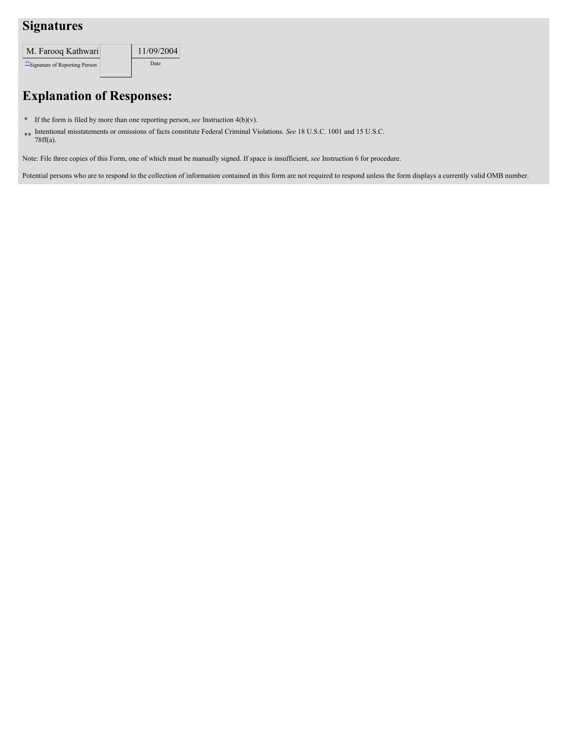## Signatures

| | | |
|---|---|---|
| M. Farooq Kathwari | | 11/09/2004 |
| ** Signature of Reporting Person | | Date |

## Explanation of Responses:

\* If the form is filed by more than one reporting person, *see* Instruction 4(b)(v).

\** Intentional misstatements or omissions of facts constitute Federal Criminal Violations. *See* 18 U.S.C. 1001 and 15 U.S.C. 78ff(a).

Note: File three copies of this Form, one of which must be manually signed. If space is insufficient, *see* Instruction 6 for procedure.

Potential persons who are to respond to the collection of information contained in this form are not required to respond unless the form displays a currently valid OMB number.